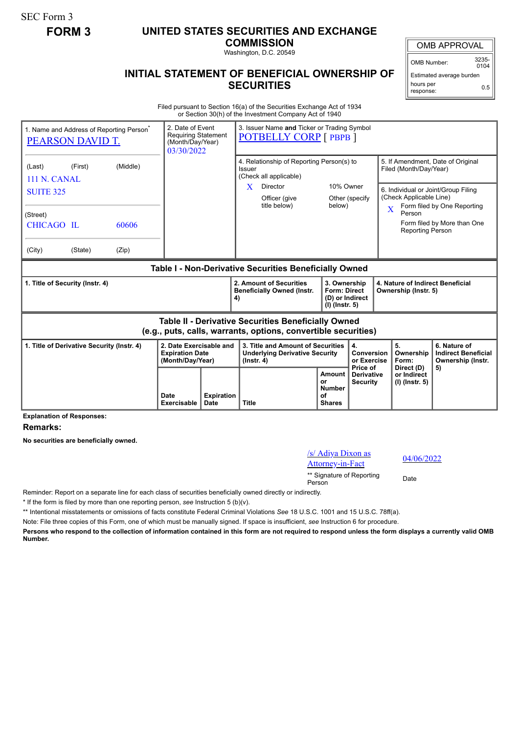SEC Form 3

**FORM 3**

# UNITED STATES SECURITIES AND EXCHANGE COMMISSION

Washington, D.C. 20549

## INITIAL STATEMENT OF BENEFICIAL OWNERSHIP OF SECURITIES

| OMB APPROVAL | |
|---|---|
| OMB Number: | 3235-0104 |
| Estimated average burden hours per response: | 0.5 |

Filed pursuant to Section 16(a) of the Securities Exchange Act of 1934 or Section 30(h) of the Investment Company Act of 1940

| 1. Name and Address of Reporting Person* | 2. Date of Event Requiring Statement (Month/Day/Year) | 3. Issuer Name and Ticker or Trading Symbol |
|---|---|---|
| PEARSON DAVID T. | 03/30/2022 | POTBELLY CORP [ PBPB ] |
| (Last) (First) (Middle) | | 4. Relationship of Reporting Person(s) to Issuer (Check all applicable) |
| 111 N. CANAL | | X Director |
| SUITE 325 | | 10% Owner |
| (Street) | | Officer (give title below) |
| CHICAGO IL 60606 | | Other (specify below) |
| (City) (State) (Zip) | | 5. If Amendment, Date of Original Filed (Month/Day/Year) |
| | | 6. Individual or Joint/Group Filing (Check Applicable Line) X Form filed by One Reporting Person; Form filed by More than One Reporting Person |

**Table I - Non-Derivative Securities Beneficially Owned**

| 1. Title of Security (Instr. 4) | 2. Amount of Securities Beneficially Owned (Instr. 4) | 3. Ownership Form: Direct (D) or Indirect (I) (Instr. 5) | 4. Nature of Indirect Beneficial Ownership (Instr. 5) |
|---|---|---|---|

**Table II - Derivative Securities Beneficially Owned (e.g., puts, calls, warrants, options, convertible securities)**

| 1. Title of Derivative Security (Instr. 4) | 2. Date Exercisable and Expiration Date (Month/Day/Year) | | 3. Title and Amount of Securities Underlying Derivative Security (Instr. 4) | | 4. Conversion or Exercise Price of Derivative Security | 5. Ownership Form: Direct (D) or Indirect (I) (Instr. 5) | 6. Nature of Indirect Beneficial Ownership (Instr. 5) |
|---|---|---|---|---|---|---|---|
| | Date Exercisable | Expiration Date | Title | Amount or Number of Shares | | | |

**Explanation of Responses:**

**Remarks:**

**No securities are beneficially owned.**

| /s/ Adiya Dixon as Attorney-in-Fact | 04/06/2022 |
|---|---|
| ** Signature of Reporting Person | Date |

Reminder: Report on a separate line for each class of securities beneficially owned directly or indirectly.

\* If the form is filed by more than one reporting person, *see* Instruction 5 (b)(v).

\*\* Intentional misstatements or omissions of facts constitute Federal Criminal Violations *See* 18 U.S.C. 1001 and 15 U.S.C. 78ff(a).

Note: File three copies of this Form, one of which must be manually signed. If space is insufficient, *see* Instruction 6 for procedure.

**Persons who respond to the collection of information contained in this form are not required to respond unless the form displays a currently valid OMB Number.**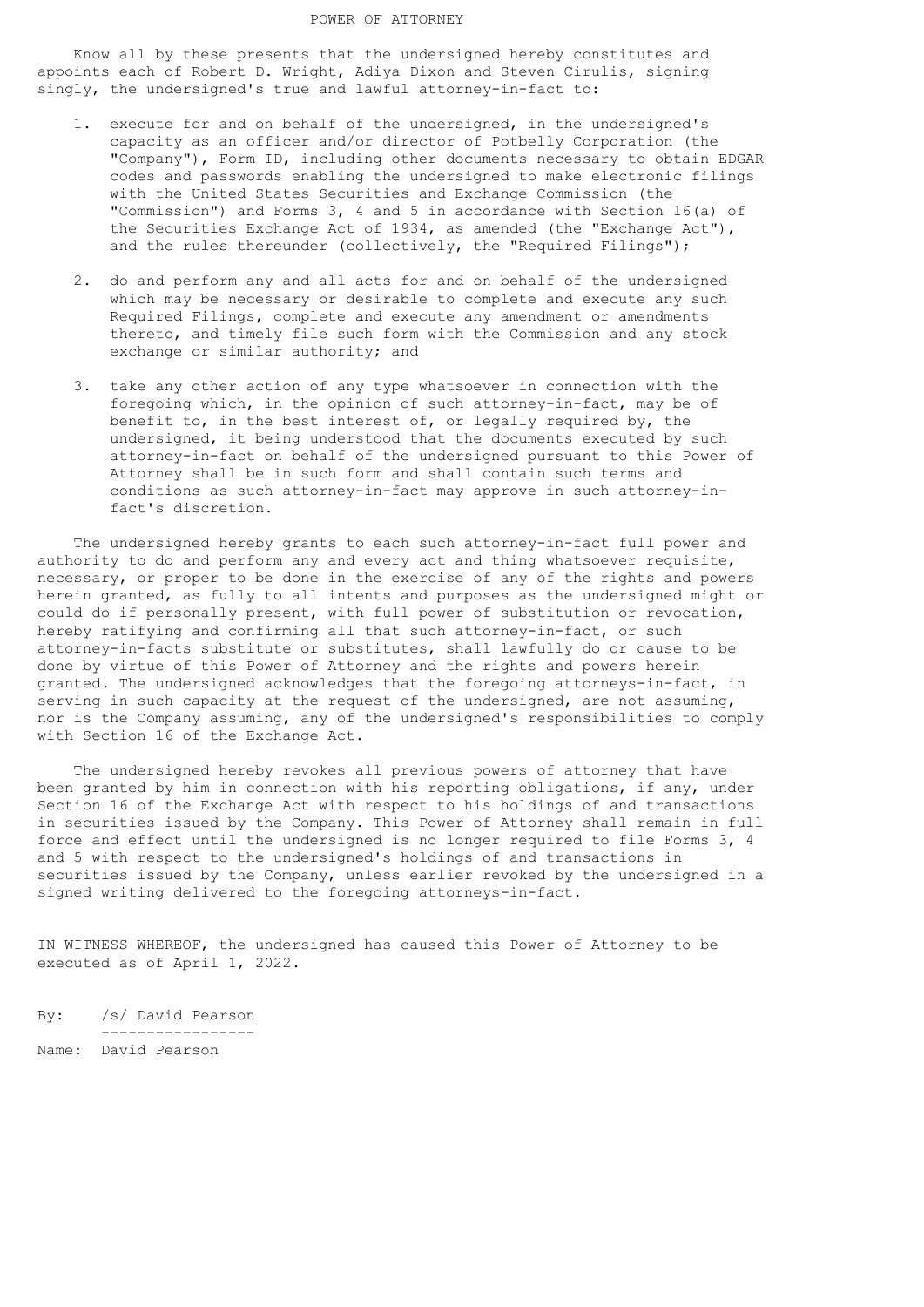# POWER OF ATTORNEY

Know all by these presents that the undersigned hereby constitutes and appoints each of Robert D. Wright, Adiya Dixon and Steven Cirulis, signing singly, the undersigned's true and lawful attorney-in-fact to:

1. execute for and on behalf of the undersigned, in the undersigned's capacity as an officer and/or director of Potbelly Corporation (the "Company"), Form ID, including other documents necessary to obtain EDGAR codes and passwords enabling the undersigned to make electronic filings with the United States Securities and Exchange Commission (the "Commission") and Forms 3, 4 and 5 in accordance with Section 16(a) of the Securities Exchange Act of 1934, as amended (the "Exchange Act"), and the rules thereunder (collectively, the "Required Filings");

2. do and perform any and all acts for and on behalf of the undersigned which may be necessary or desirable to complete and execute any such Required Filings, complete and execute any amendment or amendments thereto, and timely file such form with the Commission and any stock exchange or similar authority; and

3. take any other action of any type whatsoever in connection with the foregoing which, in the opinion of such attorney-in-fact, may be of benefit to, in the best interest of, or legally required by, the undersigned, it being understood that the documents executed by such attorney-in-fact on behalf of the undersigned pursuant to this Power of Attorney shall be in such form and shall contain such terms and conditions as such attorney-in-fact may approve in such attorney-in-fact's discretion.

The undersigned hereby grants to each such attorney-in-fact full power and authority to do and perform any and every act and thing whatsoever requisite, necessary, or proper to be done in the exercise of any of the rights and powers herein granted, as fully to all intents and purposes as the undersigned might or could do if personally present, with full power of substitution or revocation, hereby ratifying and confirming all that such attorney-in-fact, or such attorney-in-facts substitute or substitutes, shall lawfully do or cause to be done by virtue of this Power of Attorney and the rights and powers herein granted. The undersigned acknowledges that the foregoing attorneys-in-fact, in serving in such capacity at the request of the undersigned, are not assuming, nor is the Company assuming, any of the undersigned's responsibilities to comply with Section 16 of the Exchange Act.

The undersigned hereby revokes all previous powers of attorney that have been granted by him in connection with his reporting obligations, if any, under Section 16 of the Exchange Act with respect to his holdings of and transactions in securities issued by the Company. This Power of Attorney shall remain in full force and effect until the undersigned is no longer required to file Forms 3, 4 and 5 with respect to the undersigned's holdings of and transactions in securities issued by the Company, unless earlier revoked by the undersigned in a signed writing delivered to the foregoing attorneys-in-fact.

IN WITNESS WHEREOF, the undersigned has caused this Power of Attorney to be executed as of April 1, 2022.

By: /s/ David Pearson

Name: David Pearson